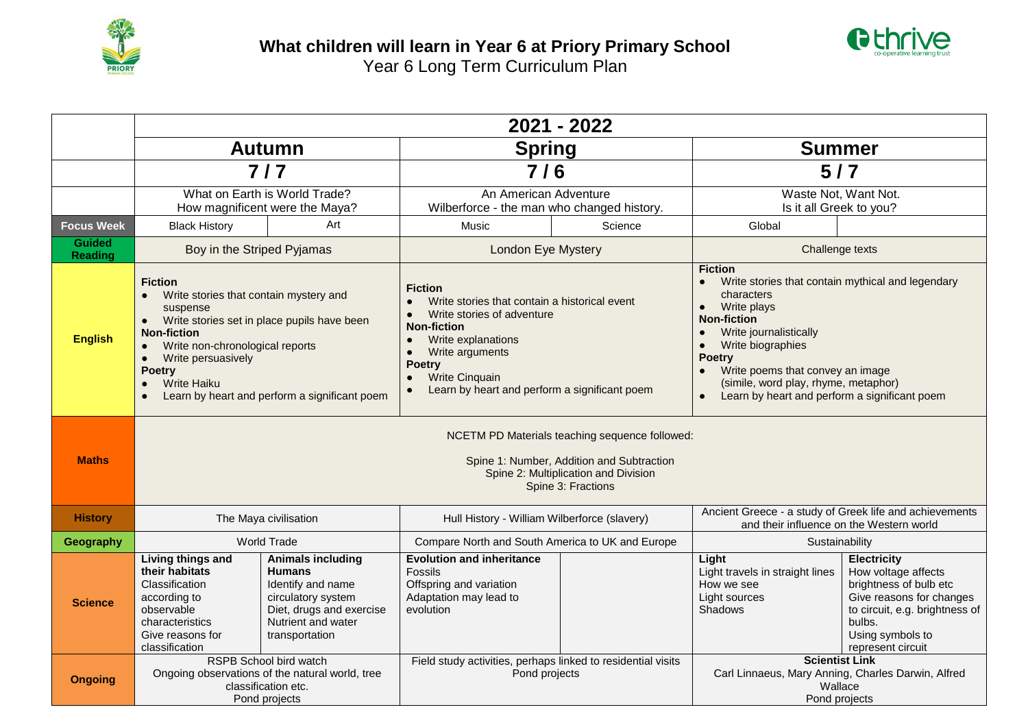# What children will learn in Year 6 at Priory Primary School

Year 6 Long Term Curriculum Plan

| | 2021 - 2022 | | | | | |
|---|---|---|---|---|---|---|
| | **Autumn** | | **Spring** | | **Summer** | |
| | **7 / 7** | | **7 / 6** | | **5 / 7** | |
| | What on Earth is World Trade? How magnificent were the Maya? | | An American Adventure Wilberforce - the man who changed history. | | Waste Not, Want Not. Is it all Greek to you? | |
| **Focus Week** | Black History | Art | Music | Science | Global | |
| **Guided Reading** | Boy in the Striped Pyjamas | | London Eye Mystery | | Challenge texts | |
| **English** | **Fiction**<br>• Write stories that contain mystery and suspense<br>• Write stories set in place pupils have been<br>**Non-fiction**<br>• Write non-chronological reports<br>• Write persuasively<br>**Poetry**<br>• Write Haiku<br>• Learn by heart and perform a significant poem | | **Fiction**<br>• Write stories that contain a historical event<br>• Write stories of adventure<br>**Non-fiction**<br>• Write explanations<br>• Write arguments<br>**Poetry**<br>• Write Cinquain<br>• Learn by heart and perform a significant poem | | **Fiction**<br>• Write stories that contain mythical and legendary characters<br>• Write plays<br>**Non-fiction**<br>• Write journalistically<br>• Write biographies<br>**Poetry**<br>• Write poems that convey an image (simile, word play, rhyme, metaphor)<br>• Learn by heart and perform a significant poem | |
| **Maths** | NCETM PD Materials teaching sequence followed:<br><br>Spine 1: Number, Addition and Subtraction<br>Spine 2: Multiplication and Division<br>Spine 3: Fractions | | | | | |
| **History** | The Maya civilisation | | Hull History - William Wilberforce (slavery) | | Ancient Greece - a study of Greek life and achievements and their influence on the Western world | |
| **Geography** | World Trade | | Compare North and South America to UK and Europe | | Sustainability | |
| **Science** | **Living things and their habitats**<br>Classification according to observable characteristics<br>Give reasons for classification | **Animals including Humans**<br>Identify and name circulatory system<br>Diet, drugs and exercise<br>Nutrient and water transportation | **Evolution and inheritance**<br>Fossils<br>Offspring and variation<br>Adaptation may lead to evolution | | **Light**<br>Light travels in straight lines<br>How we see<br>Light sources<br>Shadows | **Electricity**<br>How voltage affects brightness of bulb etc<br>Give reasons for changes to circuit, e.g. brightness of bulbs.<br>Using symbols to represent circuit |
| **Ongoing** | RSPB School bird watch<br>Ongoing observations of the natural world, tree classification etc.<br>Pond projects | | Field study activities, perhaps linked to residential visits<br>Pond projects | | **Scientist Link**<br>Carl Linnaeus, Mary Anning, Charles Darwin, Alfred Wallace<br>Pond projects | |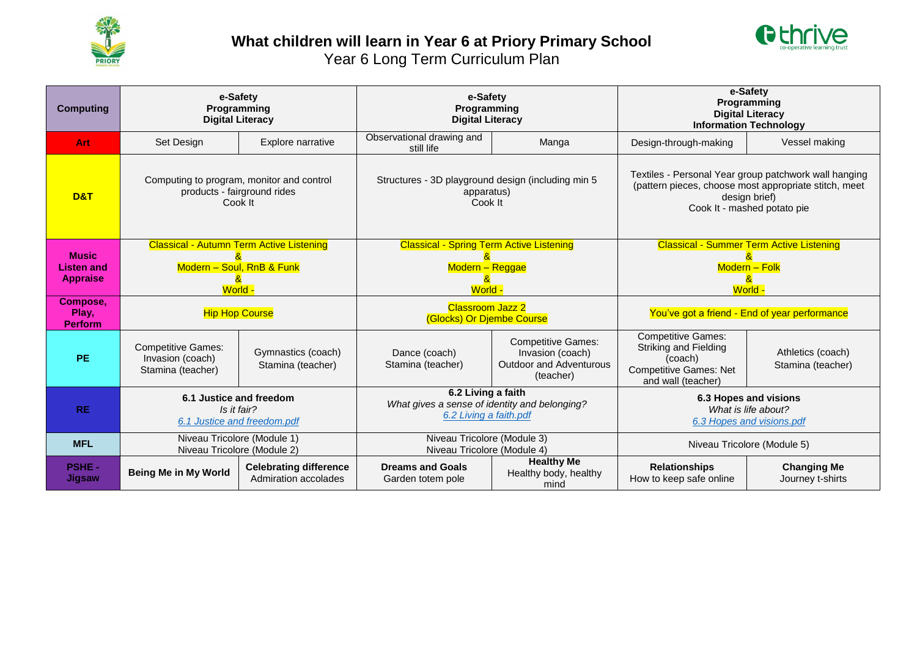# What children will learn in Year 6 at Priory Primary School

Year 6 Long Term Curriculum Plan

| | | | | | | |
|---|---|---|---|---|---|---|
| **Computing** | **e-Safety**<br>**Programming**<br>**Digital Literacy** | | **e-Safety**<br>**Programming**<br>**Digital Literacy** | | **e-Safety**<br>**Programming**<br>**Digital Literacy**<br>**Information Technology** | |
| **Art** | Set Design | Explore narrative | Observational drawing and still life | Manga | Design-through-making | Vessel making |
| **D&T** | Computing to program, monitor and control products - fairground rides<br>Cook It | | Structures - 3D playground design (including min 5 apparatus)<br>Cook It | | Textiles - Personal Year group patchwork wall hanging (pattern pieces, choose most appropriate stitch, meet design brief)<br>Cook It - mashed potato pie | |
| **Music Listen and Appraise** | Classical - Autumn Term Active Listening<br>&<br>Modern – Soul, RnB & Funk<br>&<br>World - | | Classical - Spring Term Active Listening<br>&<br>Modern – Reggae<br>&<br>World - | | Classical - Summer Term Active Listening<br>&<br>Modern – Folk<br>&<br>World - | |
| **Compose, Play, Perform** | Hip Hop Course | | Classroom Jazz 2<br>(Glocks) Or Djembe Course | | You've got a friend - End of year performance | |
| **PE** | Competitive Games: Invasion (coach)<br>Stamina (teacher) | Gymnastics (coach)<br>Stamina (teacher) | Dance (coach)<br>Stamina (teacher) | Competitive Games: Invasion (coach)<br>Outdoor and Adventurous (teacher) | Competitive Games: Striking and Fielding (coach)<br>Competitive Games: Net and wall (teacher) | Athletics (coach)<br>Stamina (teacher) |
| **RE** | **6.1 Justice and freedom**<br>*Is it fair?*<br>*6.1 Justice and freedom.pdf* | | **6.2 Living a faith**<br>*What gives a sense of identity and belonging?*<br>*6.2 Living a faith.pdf* | | **6.3 Hopes and visions**<br>*What is life about?*<br>*6.3 Hopes and visions.pdf* | |
| **MFL** | Niveau Tricolore (Module 1)<br>Niveau Tricolore (Module 2) | | Niveau Tricolore (Module 3)<br>Niveau Tricolore (Module 4) | | Niveau Tricolore (Module 5) | |
| **PSHE - Jigsaw** | **Being Me in My World** | **Celebrating difference**<br>Admiration accolades | **Dreams and Goals**<br>Garden totem pole | **Healthy Me**<br>Healthy body, healthy mind | **Relationships**<br>How to keep safe online | **Changing Me**<br>Journey t-shirts |